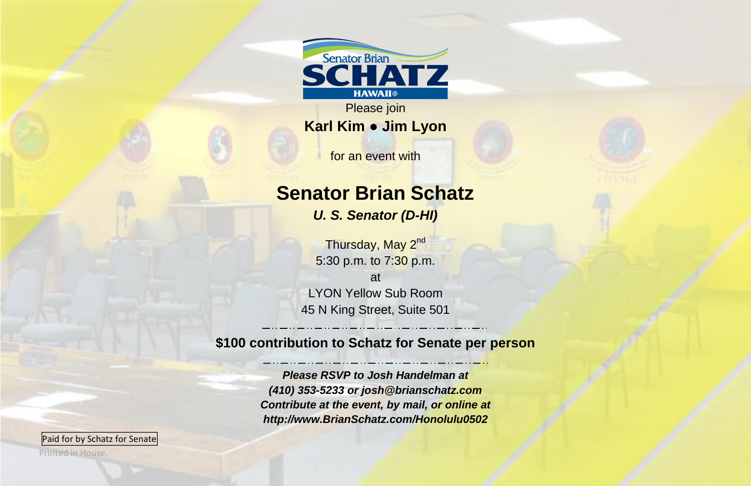Senator Brian
SCHATZ
HAWAII®

Please join

**Karl Kim ● Jim Lyon**

for an event with

# Senator Brian Schatz

***U. S. Senator (D-HI)***

Thursday, May 2nd
5:30 p.m. to 7:30 p.m.
at
LYON Yellow Sub Room
45 N King Street, Suite 501

**$100 contribution to Schatz for Senate per person**

***Please RSVP to Josh Handelman at***
***(410) 353-5233 or josh@brianschatz.com***
***Contribute at the event, by mail, or online at***
***http://www.BrianSchatz.com/Honolulu0502***

Paid for by Schatz for Senate

Printed in House.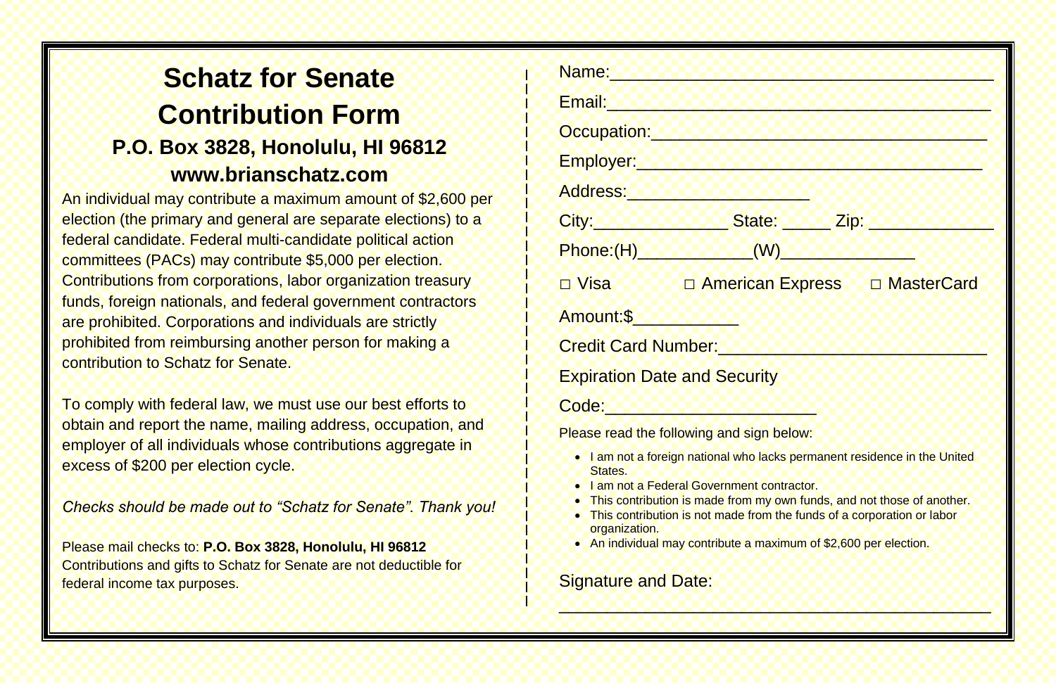# Schatz for Senate Contribution Form

### P.O. Box 3828, Honolulu, HI 96812

### www.brianschatz.com

An individual may contribute a maximum amount of $2,600 per election (the primary and general are separate elections) to a federal candidate. Federal multi-candidate political action committees (PACs) may contribute $5,000 per election. Contributions from corporations, labor organization treasury funds, foreign nationals, and federal government contractors are prohibited. Corporations and individuals are strictly prohibited from reimbursing another person for making a contribution to Schatz for Senate.

To comply with federal law, we must use our best efforts to obtain and report the name, mailing address, occupation, and employer of all individuals whose contributions aggregate in excess of $200 per election cycle.

*Checks should be made out to "Schatz for Senate". Thank you!*

Please mail checks to: **P.O. Box 3828, Honolulu, HI 96812**
Contributions and gifts to Schatz for Senate are not deductible for federal income tax purposes.

Name:_______________________________________

Email:_______________________________________

Occupation:__________________________________

Employer:____________________________________

Address:___________________

City:_____________ State: _____ Zip: ____________

Phone:(H)___________(W)_____________

□ Visa □ American Express □ MasterCard

Amount:$___________

Credit Card Number:__________________________

Expiration Date and Security Code:_____________________

Please read the following and sign below:

- I am not a foreign national who lacks permanent residence in the United States.
- I am not a Federal Government contractor.
- This contribution is made from my own funds, and not those of another.
- This contribution is not made from the funds of a corporation or labor organization.
- An individual may contribute a maximum of $2,600 per election.

Signature and Date:

_____________________________________________